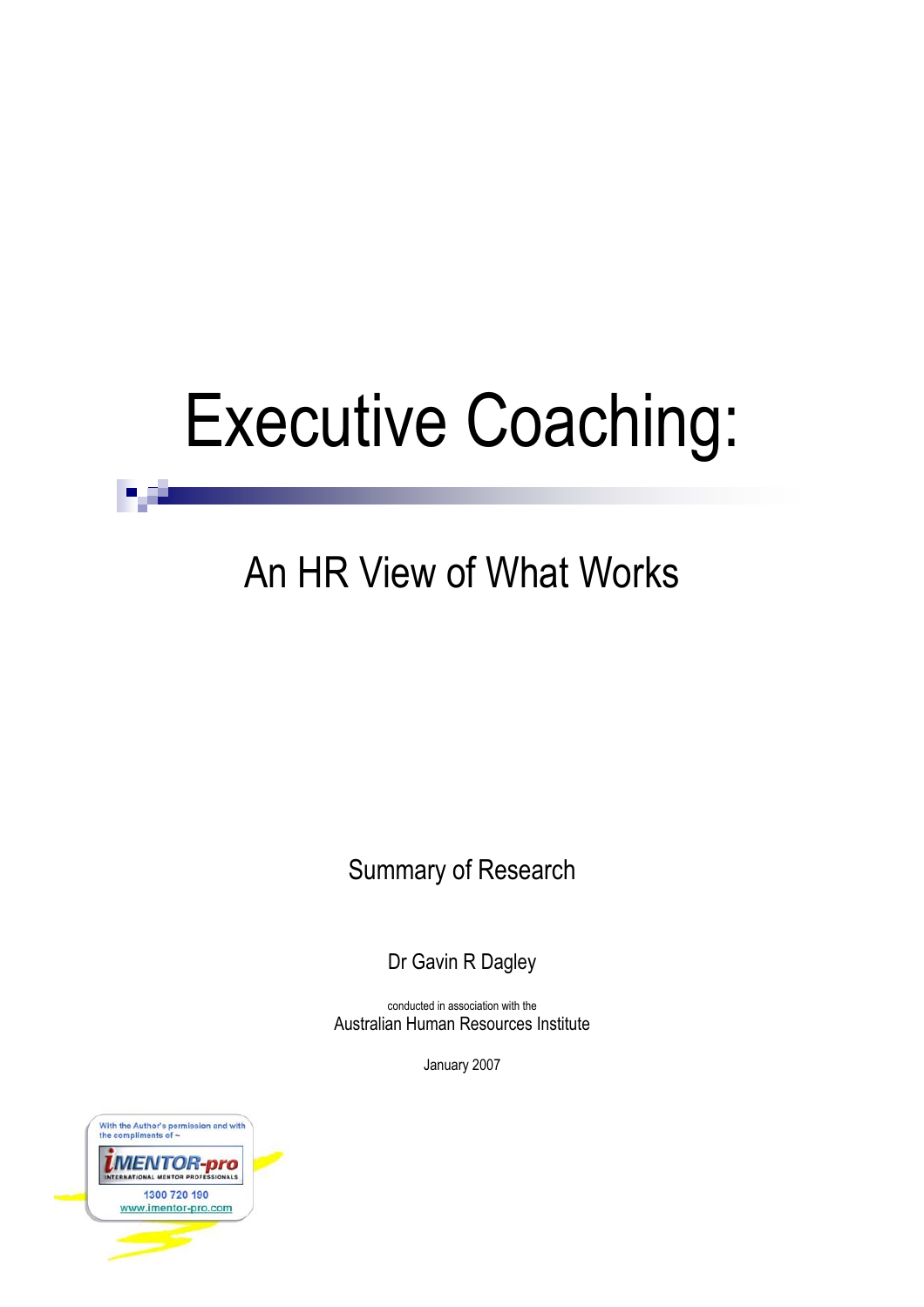# Executive Coaching:

## An HR View of What Works

Summary of Research

Dr Gavin R Dagley

conducted in association with the
Australian Human Resources Institute

January 2007

With the Author's permission and with the compliments of ~

iMENTOR-pro
INTERNATIONAL MENTOR PROFESSIONALS
1300 720 190
www.imentor-pro.com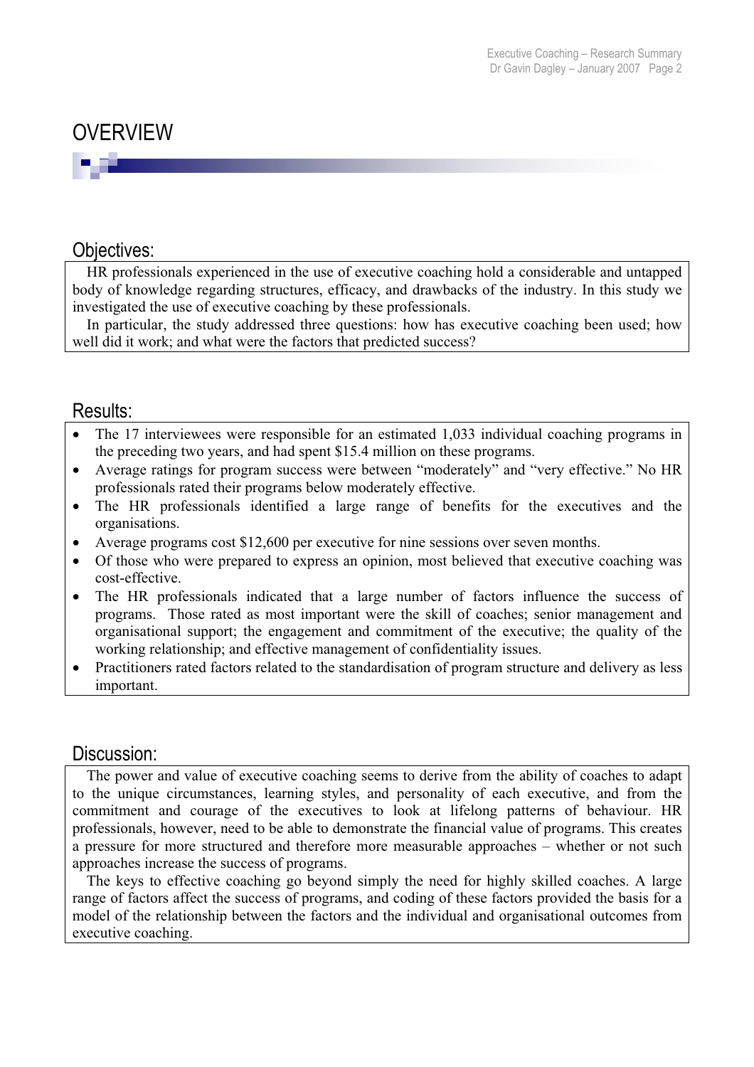# OVERVIEW

## Objectives:

HR professionals experienced in the use of executive coaching hold a considerable and untapped body of knowledge regarding structures, efficacy, and drawbacks of the industry. In this study we investigated the use of executive coaching by these professionals.

In particular, the study addressed three questions: how has executive coaching been used; how well did it work; and what were the factors that predicted success?

## Results:

- The 17 interviewees were responsible for an estimated 1,033 individual coaching programs in the preceding two years, and had spent $15.4 million on these programs.
- Average ratings for program success were between "moderately" and "very effective." No HR professionals rated their programs below moderately effective.
- The HR professionals identified a large range of benefits for the executives and the organisations.
- Average programs cost $12,600 per executive for nine sessions over seven months.
- Of those who were prepared to express an opinion, most believed that executive coaching was cost-effective.
- The HR professionals indicated that a large number of factors influence the success of programs. Those rated as most important were the skill of coaches; senior management and organisational support; the engagement and commitment of the executive; the quality of the working relationship; and effective management of confidentiality issues.
- Practitioners rated factors related to the standardisation of program structure and delivery as less important.

## Discussion:

The power and value of executive coaching seems to derive from the ability of coaches to adapt to the unique circumstances, learning styles, and personality of each executive, and from the commitment and courage of the executives to look at lifelong patterns of behaviour. HR professionals, however, need to be able to demonstrate the financial value of programs. This creates a pressure for more structured and therefore more measurable approaches – whether or not such approaches increase the success of programs.

The keys to effective coaching go beyond simply the need for highly skilled coaches. A large range of factors affect the success of programs, and coding of these factors provided the basis for a model of the relationship between the factors and the individual and organisational outcomes from executive coaching.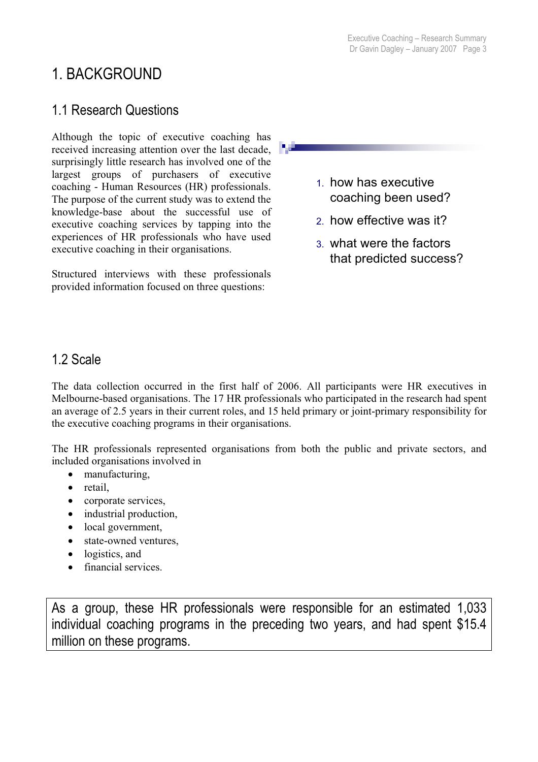# 1. BACKGROUND

## 1.1 Research Questions

Although the topic of executive coaching has received increasing attention over the last decade, surprisingly little research has involved one of the largest groups of purchasers of executive coaching - Human Resources (HR) professionals. The purpose of the current study was to extend the knowledge-base about the successful use of executive coaching services by tapping into the experiences of HR professionals who have used executive coaching in their organisations.

Structured interviews with these professionals provided information focused on three questions:

1. how has executive coaching been used?
2. how effective was it?
3. what were the factors that predicted success?

## 1.2 Scale

The data collection occurred in the first half of 2006. All participants were HR executives in Melbourne-based organisations. The 17 HR professionals who participated in the research had spent an average of 2.5 years in their current roles, and 15 held primary or joint-primary responsibility for the executive coaching programs in their organisations.

The HR professionals represented organisations from both the public and private sectors, and included organisations involved in

- manufacturing,
- retail,
- corporate services,
- industrial production,
- local government,
- state-owned ventures,
- logistics, and
- financial services.

As a group, these HR professionals were responsible for an estimated 1,033 individual coaching programs in the preceding two years, and had spent $15.4 million on these programs.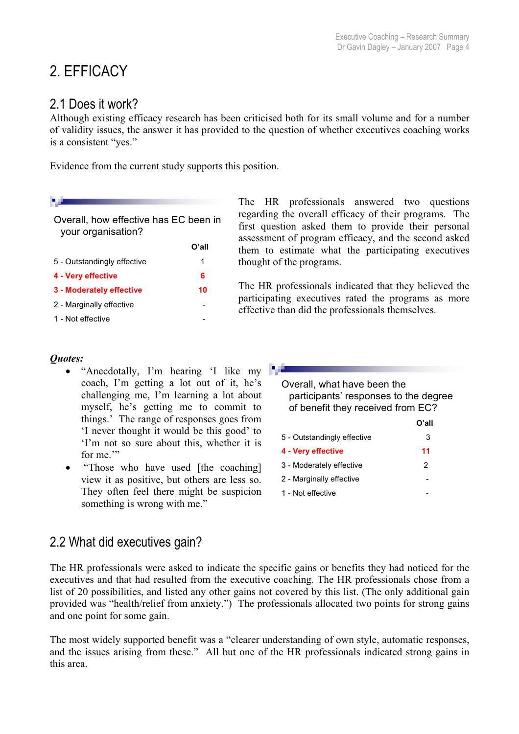# 2. EFFICACY

## 2.1 Does it work?

Although existing efficacy research has been criticised both for its small volume and for a number of validity issues, the answer it has provided to the question of whether executives coaching works is a consistent "yes."

Evidence from the current study supports this position.

**Overall, how effective has EC been in your organisation?**

| | O'all |
|---|---|
| 5 - Outstandingly effective | 1 |
| **4 - Very effective** | **6** |
| **3 - Moderately effective** | **10** |
| 2 - Marginally effective | - |
| 1 - Not effective | - |

The HR professionals answered two questions regarding the overall efficacy of their programs. The first question asked them to provide their personal assessment of program efficacy, and the second asked them to estimate what the participating executives thought of the programs.

The HR professionals indicated that they believed the participating executives rated the programs as more effective than did the professionals themselves.

***Quotes:***

- "Anecdotally, I'm hearing 'I like my coach, I'm getting a lot out of it, he's challenging me, I'm learning a lot about myself, he's getting me to commit to things.' The range of responses goes from 'I never thought it would be this good' to 'I'm not so sure about this, whether it is for me.'"
- "Those who have used [the coaching] view it as positive, but others are less so. They often feel there might be suspicion something is wrong with me."

**Overall, what have been the participants' responses to the degree of benefit they received from EC?**

| | O'all |
|---|---|
| 5 - Outstandingly effective | 3 |
| **4 - Very effective** | **11** |
| 3 - Moderately effective | 2 |
| 2 - Marginally effective | - |
| 1 - Not effective | - |

## 2.2 What did executives gain?

The HR professionals were asked to indicate the specific gains or benefits they had noticed for the executives and that had resulted from the executive coaching. The HR professionals chose from a list of 20 possibilities, and listed any other gains not covered by this list. (The only additional gain provided was "health/relief from anxiety.") The professionals allocated two points for strong gains and one point for some gain.

The most widely supported benefit was a "clearer understanding of own style, automatic responses, and the issues arising from these." All but one of the HR professionals indicated strong gains in this area.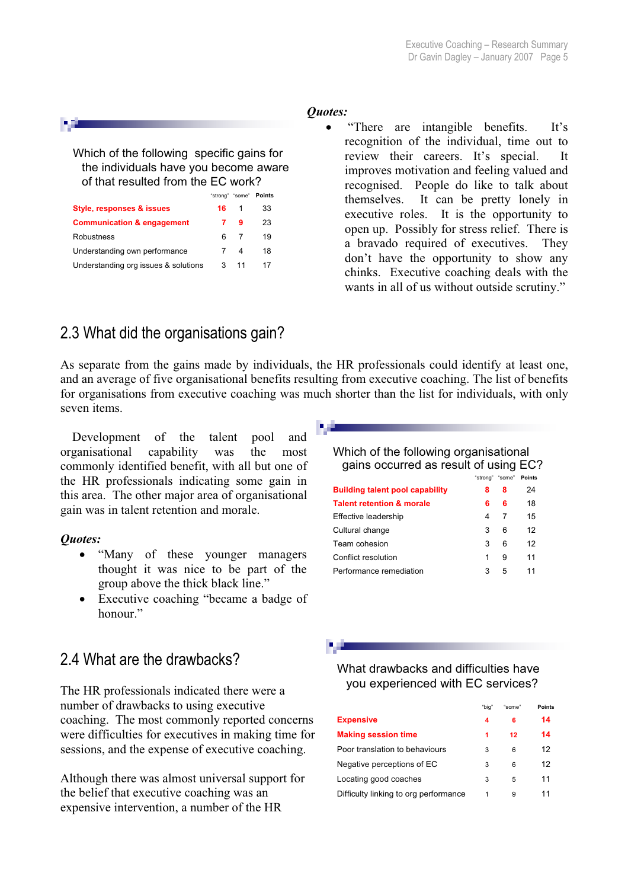Which of the following specific gains for the individuals have you become aware of that resulted from the EC work?

| | "strong" | "some" | Points |
|---|---|---|---|
| **Style, responses & issues** | **16** | 1 | 33 |
| **Communication & engagement** | **7** | **9** | 23 |
| Robustness | 6 | 7 | 19 |
| Understanding own performance | 7 | 4 | 18 |
| Understanding org issues & solutions | 3 | 11 | 17 |

***Quotes:***

- "There are intangible benefits. It's recognition of the individual, time out to review their careers. It's special. It improves motivation and feeling valued and recognised. People do like to talk about themselves. It can be pretty lonely in executive roles. It is the opportunity to open up. Possibly for stress relief. There is a bravado required of executives. They don't have the opportunity to show any chinks. Executive coaching deals with the wants in all of us without outside scrutiny."

## 2.3 What did the organisations gain?

As separate from the gains made by individuals, the HR professionals could identify at least one, and an average of five organisational benefits resulting from executive coaching. The list of benefits for organisations from executive coaching was much shorter than the list for individuals, with only seven items.

Development of the talent pool and organisational capability was the most commonly identified benefit, with all but one of the HR professionals indicating some gain in this area. The other major area of organisational gain was in talent retention and morale.

***Quotes:***

- "Many of these younger managers thought it was nice to be part of the group above the thick black line."
- Executive coaching "became a badge of honour."

Which of the following organisational gains occurred as result of using EC?

| | "strong" | "some" | Points |
|---|---|---|---|
| **Building talent pool capability** | **8** | **8** | 24 |
| **Talent retention & morale** | **6** | **6** | 18 |
| Effective leadership | 4 | 7 | 15 |
| Cultural change | 3 | 6 | 12 |
| Team cohesion | 3 | 6 | 12 |
| Conflict resolution | 1 | 9 | 11 |
| Performance remediation | 3 | 5 | 11 |

## 2.4 What are the drawbacks?

The HR professionals indicated there were a number of drawbacks to using executive coaching. The most commonly reported concerns were difficulties for executives in making time for sessions, and the expense of executive coaching.

Although there was almost universal support for the belief that executive coaching was an expensive intervention, a number of the HR

What drawbacks and difficulties have you experienced with EC services?

| | "big" | "some" | Points |
|---|---|---|---|
| **Expensive** | **4** | **6** | **14** |
| **Making session time** | **1** | **12** | **14** |
| Poor translation to behaviours | 3 | 6 | 12 |
| Negative perceptions of EC | 3 | 6 | 12 |
| Locating good coaches | 3 | 5 | 11 |
| Difficulty linking to org performance | 1 | 9 | 11 |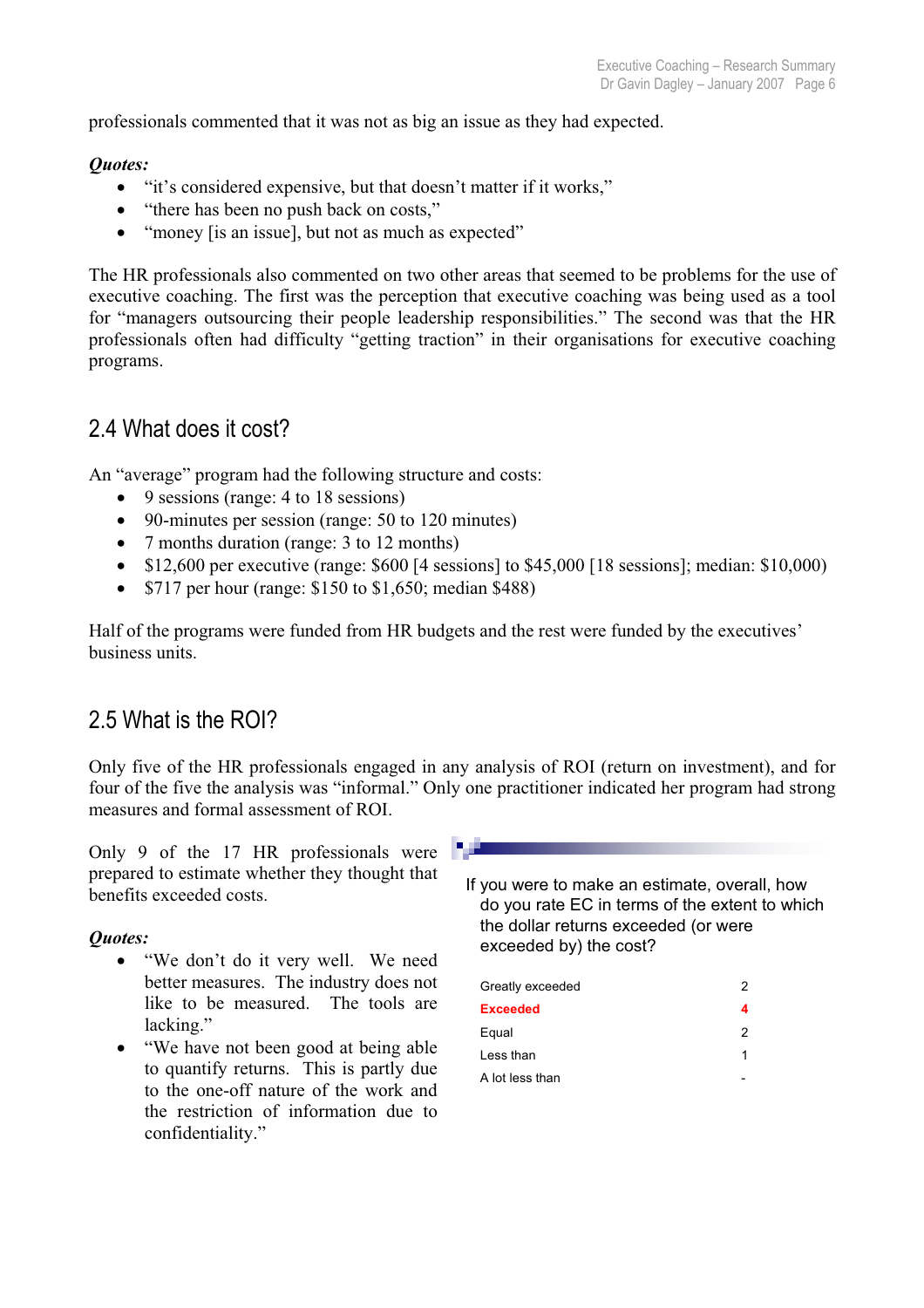professionals commented that it was not as big an issue as they had expected.

***Quotes:***

- "it's considered expensive, but that doesn't matter if it works,"
- "there has been no push back on costs,"
- "money [is an issue], but not as much as expected"

The HR professionals also commented on two other areas that seemed to be problems for the use of executive coaching. The first was the perception that executive coaching was being used as a tool for "managers outsourcing their people leadership responsibilities." The second was that the HR professionals often had difficulty "getting traction" in their organisations for executive coaching programs.

## 2.4 What does it cost?

An "average" program had the following structure and costs:

- 9 sessions (range: 4 to 18 sessions)
- 90-minutes per session (range: 50 to 120 minutes)
- 7 months duration (range: 3 to 12 months)
- $12,600 per executive (range: $600 [4 sessions] to $45,000 [18 sessions]; median: $10,000)
- $717 per hour (range: $150 to $1,650; median $488)

Half of the programs were funded from HR budgets and the rest were funded by the executives' business units.

## 2.5 What is the ROI?

Only five of the HR professionals engaged in any analysis of ROI (return on investment), and for four of the five the analysis was "informal." Only one practitioner indicated her program had strong measures and formal assessment of ROI.

Only 9 of the 17 HR professionals were prepared to estimate whether they thought that benefits exceeded costs.

***Quotes:***

- "We don't do it very well. We need better measures. The industry does not like to be measured. The tools are lacking."
- "We have not been good at being able to quantify returns. This is partly due to the one-off nature of the work and the restriction of information due to confidentiality."

If you were to make an estimate, overall, how do you rate EC in terms of the extent to which the dollar returns exceeded (or were exceeded by) the cost?

| Response | Count |
|---|---|
| Greatly exceeded | 2 |
| **Exceeded** | **4** |
| Equal | 2 |
| Less than | 1 |
| A lot less than | - |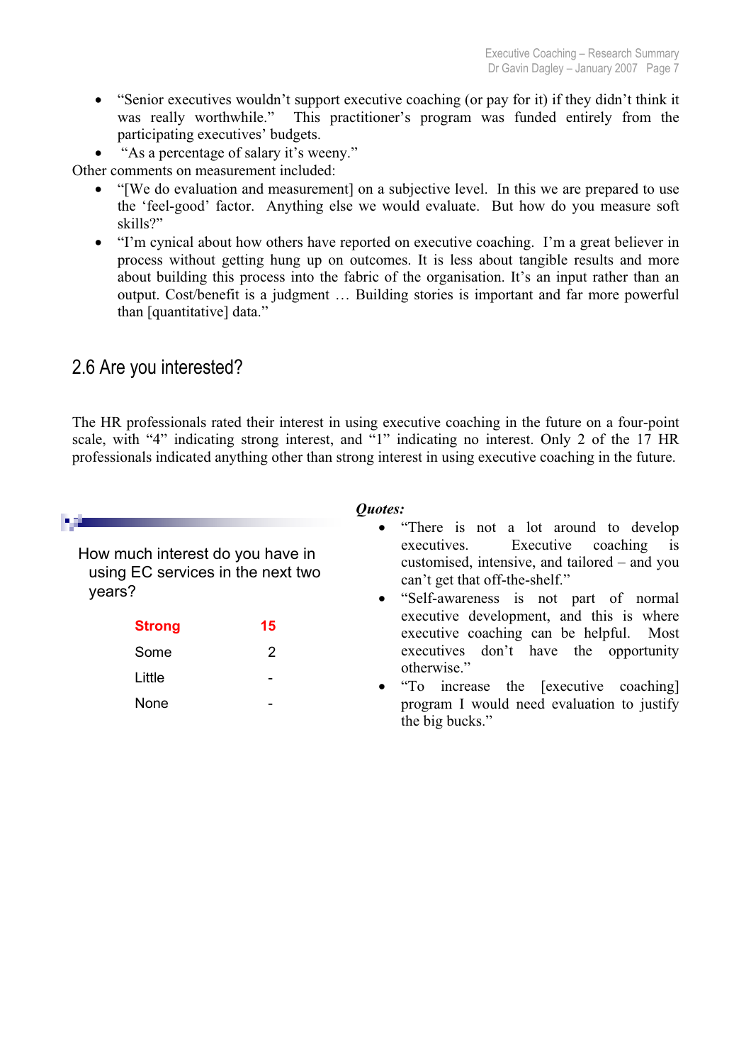- "Senior executives wouldn't support executive coaching (or pay for it) if they didn't think it was really worthwhile." This practitioner's program was funded entirely from the participating executives' budgets.
- "As a percentage of salary it's weeny."

Other comments on measurement included:

- "[We do evaluation and measurement] on a subjective level. In this we are prepared to use the 'feel-good' factor. Anything else we would evaluate. But how do you measure soft skills?"
- "I'm cynical about how others have reported on executive coaching. I'm a great believer in process without getting hung up on outcomes. It is less about tangible results and more about building this process into the fabric of the organisation. It's an input rather than an output. Cost/benefit is a judgment … Building stories is important and far more powerful than [quantitative] data."

## 2.6 Are you interested?

The HR professionals rated their interest in using executive coaching in the future on a four-point scale, with "4" indicating strong interest, and "1" indicating no interest. Only 2 of the 17 HR professionals indicated anything other than strong interest in using executive coaching in the future.

How much interest do you have in using EC services in the next two years?

| | |
|---|---|
| **Strong** | **15** |
| Some | 2 |
| Little | - |
| None | - |

***Quotes:***

- "There is not a lot around to develop executives. Executive coaching is customised, intensive, and tailored – and you can't get that off-the-shelf."
- "Self-awareness is not part of normal executive development, and this is where executive coaching can be helpful. Most executives don't have the opportunity otherwise."
- "To increase the [executive coaching] program I would need evaluation to justify the big bucks."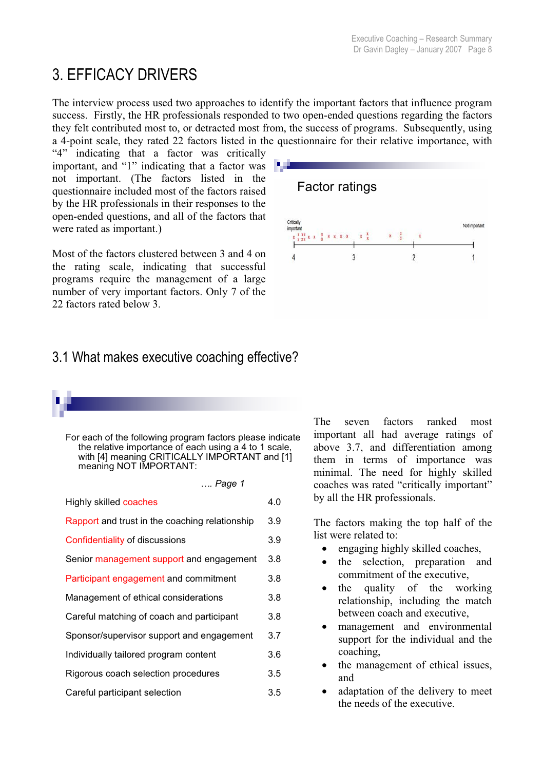# 3. EFFICACY DRIVERS

The interview process used two approaches to identify the important factors that influence program success. Firstly, the HR professionals responded to two open-ended questions regarding the factors they felt contributed most to, or detracted most from, the success of programs. Subsequently, using a 4-point scale, they rated 22 factors listed in the questionnaire for their relative importance, with "4" indicating that a factor was critically important, and "1" indicating that a factor was not important. (The factors listed in the questionnaire included most of the factors raised by the HR professionals in their responses to the open-ended questions, and all of the factors that were rated as important.)

Most of the factors clustered between 3 and 4 on the rating scale, indicating that successful programs require the management of a large number of very important factors. Only 7 of the 22 factors rated below 3.

**Factor ratings**

Critically important — Not important

4 — 3 — 2 — 1

## 3.1 What makes executive coaching effective?

For each of the following program factors please indicate the relative importance of each using a 4 to 1 scale, with [4] meaning CRITICALLY IMPORTANT and [1] meaning NOT IMPORTANT:

*…. Page 1*

| Factor | Rating |
|---|---|
| Highly skilled coaches | 4.0 |
| Rapport and trust in the coaching relationship | 3.9 |
| Confidentiality of discussions | 3.9 |
| Senior management support and engagement | 3.8 |
| Participant engagement and commitment | 3.8 |
| Management of ethical considerations | 3.8 |
| Careful matching of coach and participant | 3.8 |
| Sponsor/supervisor support and engagement | 3.7 |
| Individually tailored program content | 3.6 |
| Rigorous coach selection procedures | 3.5 |
| Careful participant selection | 3.5 |

The seven factors ranked most important all had average ratings of above 3.7, and differentiation among them in terms of importance was minimal. The need for highly skilled coaches was rated "critically important" by all the HR professionals.

The factors making the top half of the list were related to:

- engaging highly skilled coaches,
- the selection, preparation and commitment of the executive,
- the quality of the working relationship, including the match between coach and executive,
- management and environmental support for the individual and the coaching,
- the management of ethical issues, and
- adaptation of the delivery to meet the needs of the executive.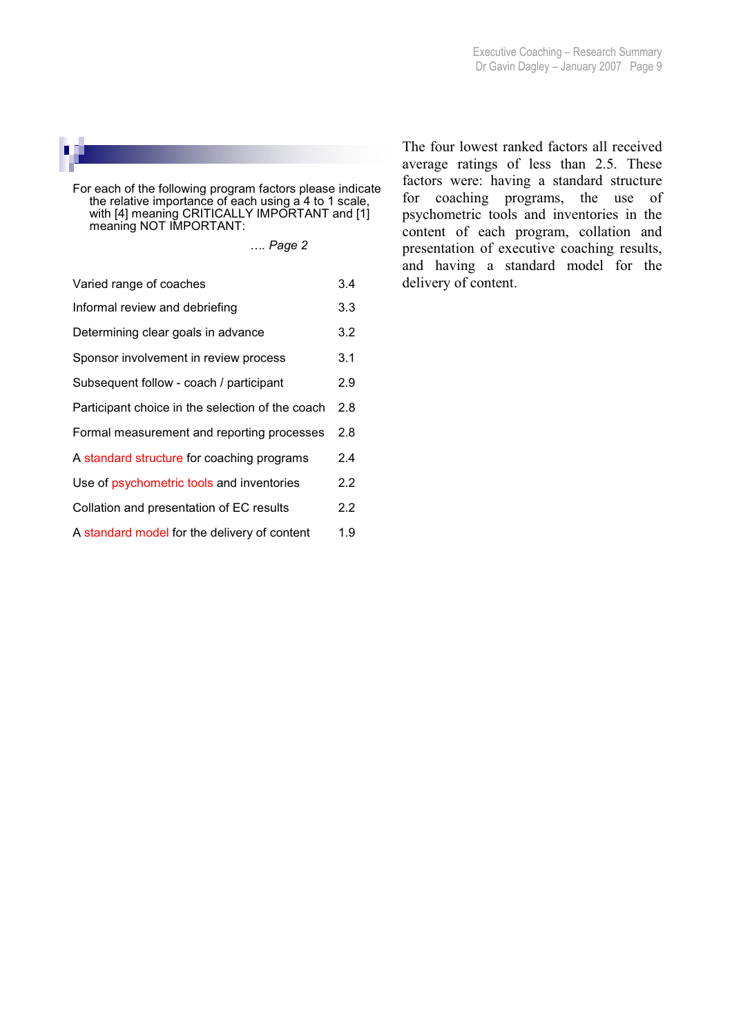For each of the following program factors please indicate the relative importance of each using a 4 to 1 scale, with [4] meaning CRITICALLY IMPORTANT and [1] meaning NOT IMPORTANT:

*…. Page 2*

| Factor | Rating |
|---|---|
| Varied range of coaches | 3.4 |
| Informal review and debriefing | 3.3 |
| Determining clear goals in advance | 3.2 |
| Sponsor involvement in review process | 3.1 |
| Subsequent follow - coach / participant | 2.9 |
| Participant choice in the selection of the coach | 2.8 |
| Formal measurement and reporting processes | 2.8 |
| A standard structure for coaching programs | 2.4 |
| Use of psychometric tools and inventories | 2.2 |
| Collation and presentation of EC results | 2.2 |
| A standard model for the delivery of content | 1.9 |

The four lowest ranked factors all received average ratings of less than 2.5. These factors were: having a standard structure for coaching programs, the use of psychometric tools and inventories in the content of each program, collation and presentation of executive coaching results, and having a standard model for the delivery of content.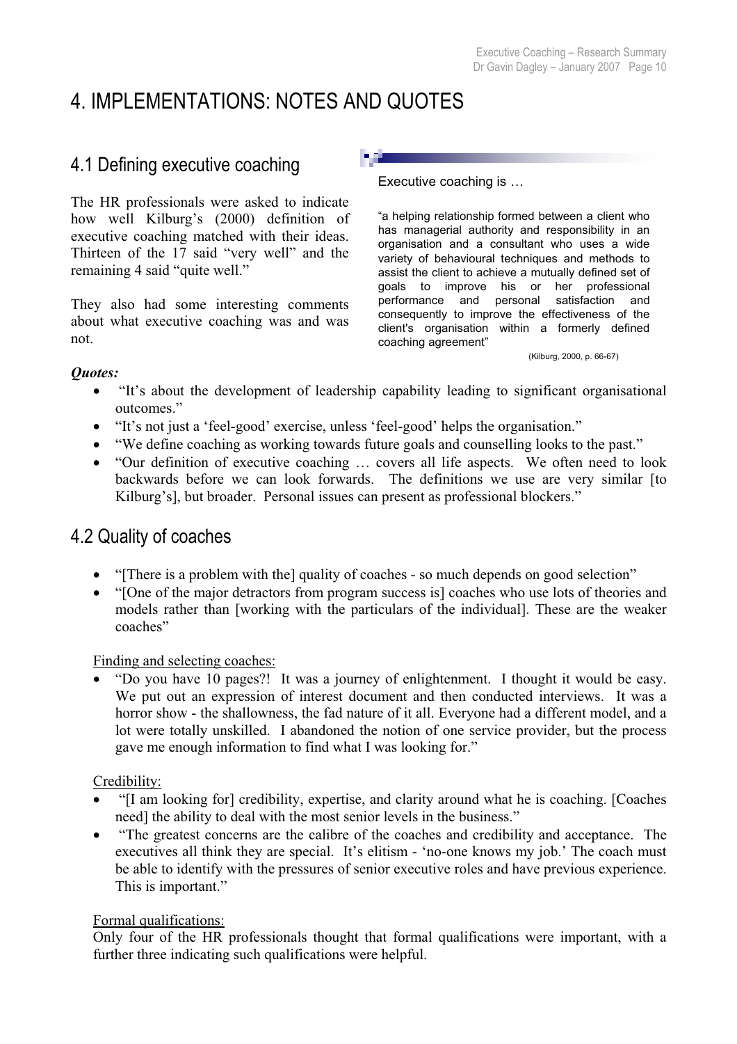# 4. IMPLEMENTATIONS: NOTES AND QUOTES

## 4.1 Defining executive coaching

The HR professionals were asked to indicate how well Kilburg's (2000) definition of executive coaching matched with their ideas. Thirteen of the 17 said "very well" and the remaining 4 said "quite well."

They also had some interesting comments about what executive coaching was and was not.

> Executive coaching is …
>
> "a helping relationship formed between a client who has managerial authority and responsibility in an organisation and a consultant who uses a wide variety of behavioural techniques and methods to assist the client to achieve a mutually defined set of goals to improve his or her professional performance and personal satisfaction and consequently to improve the effectiveness of the client's organisation within a formerly defined coaching agreement"
>
> (Kilburg, 2000, p. 66-67)

***Quotes:***

- "It's about the development of leadership capability leading to significant organisational outcomes."
- "It's not just a 'feel-good' exercise, unless 'feel-good' helps the organisation."
- "We define coaching as working towards future goals and counselling looks to the past."
- "Our definition of executive coaching … covers all life aspects. We often need to look backwards before we can look forwards. The definitions we use are very similar [to Kilburg's], but broader. Personal issues can present as professional blockers."

## 4.2 Quality of coaches

- "[There is a problem with the] quality of coaches - so much depends on good selection"
- "[One of the major detractors from program success is] coaches who use lots of theories and models rather than [working with the particulars of the individual]. These are the weaker coaches"

Finding and selecting coaches:

- "Do you have 10 pages?! It was a journey of enlightenment. I thought it would be easy. We put out an expression of interest document and then conducted interviews. It was a horror show - the shallowness, the fad nature of it all. Everyone had a different model, and a lot were totally unskilled. I abandoned the notion of one service provider, but the process gave me enough information to find what I was looking for."

Credibility:

- "[I am looking for] credibility, expertise, and clarity around what he is coaching. [Coaches need] the ability to deal with the most senior levels in the business."
- "The greatest concerns are the calibre of the coaches and credibility and acceptance. The executives all think they are special. It's elitism - 'no-one knows my job.' The coach must be able to identify with the pressures of senior executive roles and have previous experience. This is important."

Formal qualifications:

Only four of the HR professionals thought that formal qualifications were important, with a further three indicating such qualifications were helpful.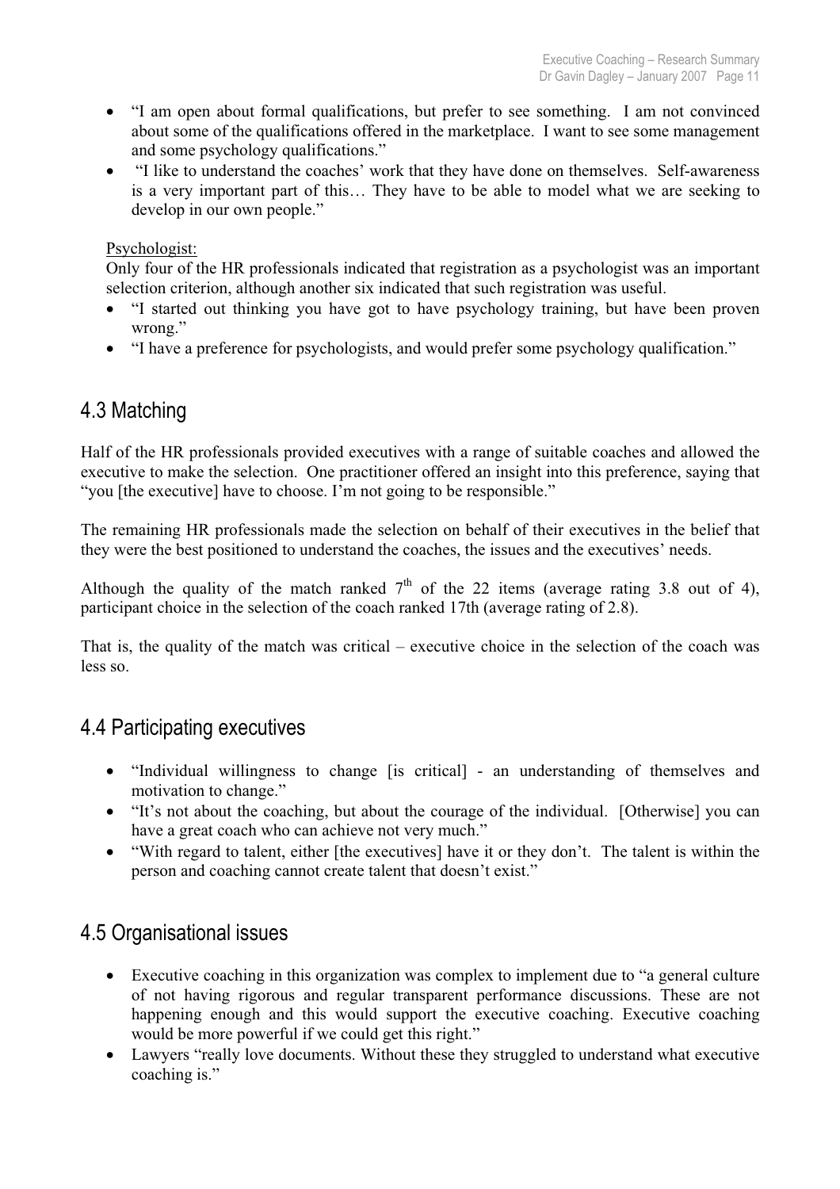- "I am open about formal qualifications, but prefer to see something. I am not convinced about some of the qualifications offered in the marketplace. I want to see some management and some psychology qualifications."
- "I like to understand the coaches' work that they have done on themselves. Self-awareness is a very important part of this… They have to be able to model what we are seeking to develop in our own people."

Psychologist:

Only four of the HR professionals indicated that registration as a psychologist was an important selection criterion, although another six indicated that such registration was useful.

- "I started out thinking you have got to have psychology training, but have been proven wrong."
- "I have a preference for psychologists, and would prefer some psychology qualification."

## 4.3 Matching

Half of the HR professionals provided executives with a range of suitable coaches and allowed the executive to make the selection. One practitioner offered an insight into this preference, saying that "you [the executive] have to choose. I'm not going to be responsible."

The remaining HR professionals made the selection on behalf of their executives in the belief that they were the best positioned to understand the coaches, the issues and the executives' needs.

Although the quality of the match ranked 7th of the 22 items (average rating 3.8 out of 4), participant choice in the selection of the coach ranked 17th (average rating of 2.8).

That is, the quality of the match was critical – executive choice in the selection of the coach was less so.

## 4.4 Participating executives

- "Individual willingness to change [is critical] - an understanding of themselves and motivation to change."
- "It's not about the coaching, but about the courage of the individual. [Otherwise] you can have a great coach who can achieve not very much."
- "With regard to talent, either [the executives] have it or they don't. The talent is within the person and coaching cannot create talent that doesn't exist."

## 4.5 Organisational issues

- Executive coaching in this organization was complex to implement due to "a general culture of not having rigorous and regular transparent performance discussions. These are not happening enough and this would support the executive coaching. Executive coaching would be more powerful if we could get this right."
- Lawyers "really love documents. Without these they struggled to understand what executive coaching is."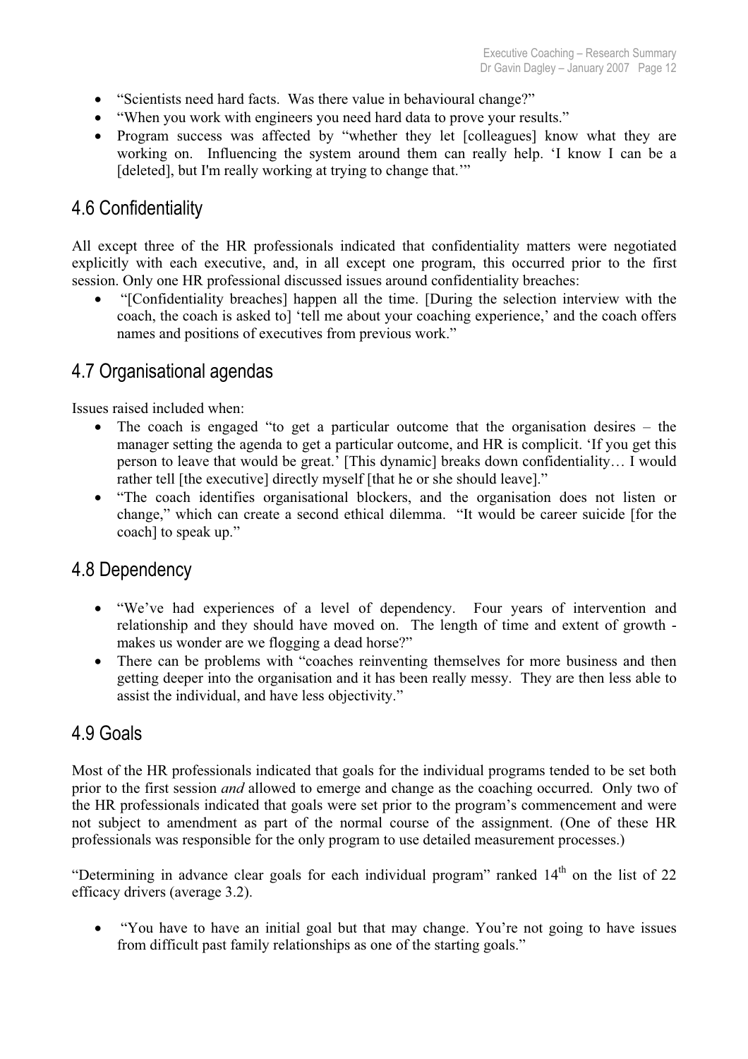- "Scientists need hard facts. Was there value in behavioural change?"
- "When you work with engineers you need hard data to prove your results."
- Program success was affected by "whether they let [colleagues] know what they are working on. Influencing the system around them can really help. 'I know I can be a [deleted], but I'm really working at trying to change that.'"

## 4.6 Confidentiality

All except three of the HR professionals indicated that confidentiality matters were negotiated explicitly with each executive, and, in all except one program, this occurred prior to the first session. Only one HR professional discussed issues around confidentiality breaches:

- "[Confidentiality breaches] happen all the time. [During the selection interview with the coach, the coach is asked to] 'tell me about your coaching experience,' and the coach offers names and positions of executives from previous work."

## 4.7 Organisational agendas

Issues raised included when:

- The coach is engaged "to get a particular outcome that the organisation desires – the manager setting the agenda to get a particular outcome, and HR is complicit. 'If you get this person to leave that would be great.' [This dynamic] breaks down confidentiality… I would rather tell [the executive] directly myself [that he or she should leave]."
- "The coach identifies organisational blockers, and the organisation does not listen or change," which can create a second ethical dilemma. "It would be career suicide [for the coach] to speak up."

## 4.8 Dependency

- "We've had experiences of a level of dependency. Four years of intervention and relationship and they should have moved on. The length of time and extent of growth - makes us wonder are we flogging a dead horse?"
- There can be problems with "coaches reinventing themselves for more business and then getting deeper into the organisation and it has been really messy. They are then less able to assist the individual, and have less objectivity."

## 4.9 Goals

Most of the HR professionals indicated that goals for the individual programs tended to be set both prior to the first session *and* allowed to emerge and change as the coaching occurred. Only two of the HR professionals indicated that goals were set prior to the program's commencement and were not subject to amendment as part of the normal course of the assignment. (One of these HR professionals was responsible for the only program to use detailed measurement processes.)

"Determining in advance clear goals for each individual program" ranked 14th on the list of 22 efficacy drivers (average 3.2).

- "You have to have an initial goal but that may change. You're not going to have issues from difficult past family relationships as one of the starting goals."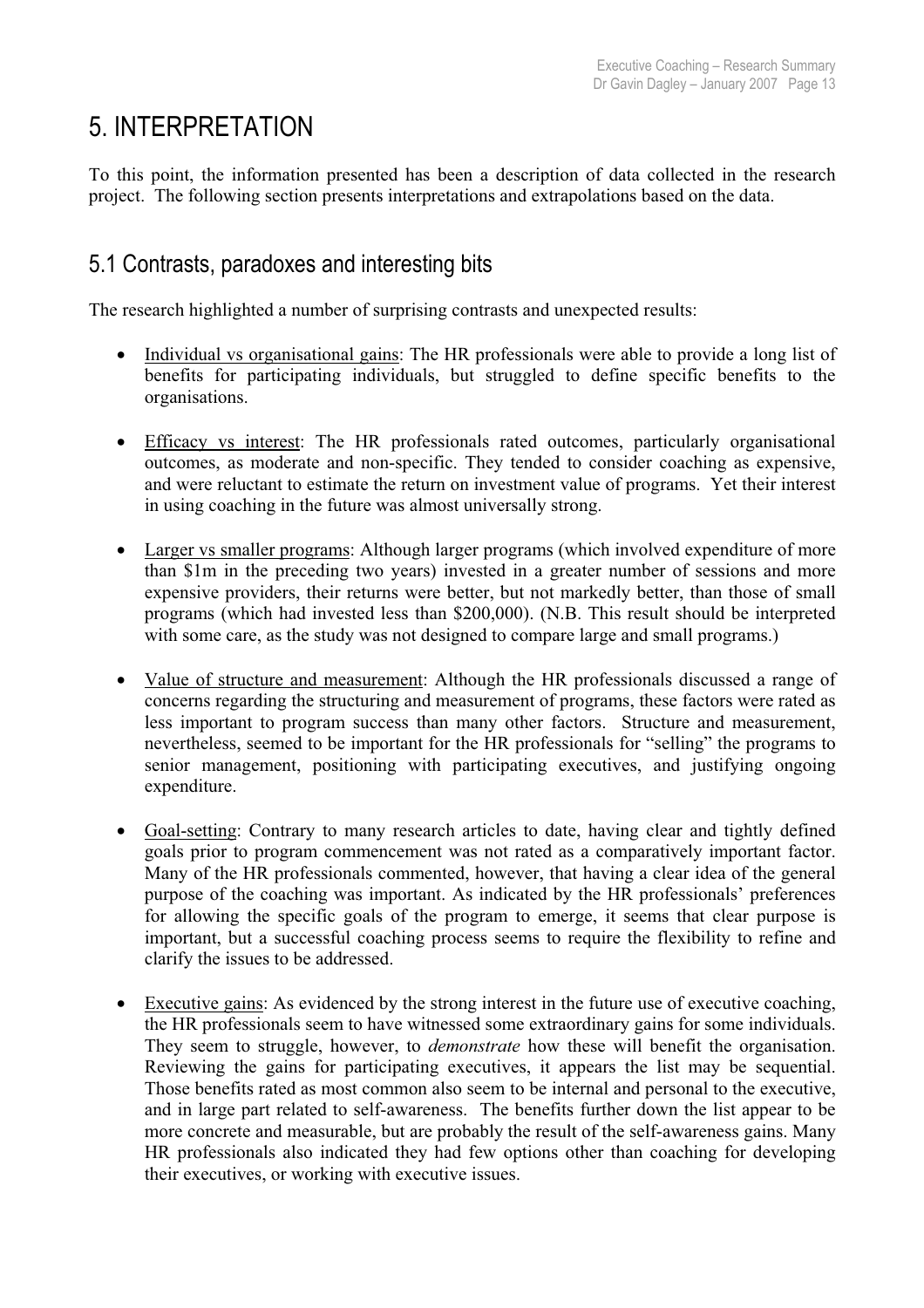# 5. INTERPRETATION

To this point, the information presented has been a description of data collected in the research project. The following section presents interpretations and extrapolations based on the data.

## 5.1 Contrasts, paradoxes and interesting bits

The research highlighted a number of surprising contrasts and unexpected results:

- Individual vs organisational gains: The HR professionals were able to provide a long list of benefits for participating individuals, but struggled to define specific benefits to the organisations.

- Efficacy vs interest: The HR professionals rated outcomes, particularly organisational outcomes, as moderate and non-specific. They tended to consider coaching as expensive, and were reluctant to estimate the return on investment value of programs. Yet their interest in using coaching in the future was almost universally strong.

- Larger vs smaller programs: Although larger programs (which involved expenditure of more than $1m in the preceding two years) invested in a greater number of sessions and more expensive providers, their returns were better, but not markedly better, than those of small programs (which had invested less than $200,000). (N.B. This result should be interpreted with some care, as the study was not designed to compare large and small programs.)

- Value of structure and measurement: Although the HR professionals discussed a range of concerns regarding the structuring and measurement of programs, these factors were rated as less important to program success than many other factors. Structure and measurement, nevertheless, seemed to be important for the HR professionals for "selling" the programs to senior management, positioning with participating executives, and justifying ongoing expenditure.

- Goal-setting: Contrary to many research articles to date, having clear and tightly defined goals prior to program commencement was not rated as a comparatively important factor. Many of the HR professionals commented, however, that having a clear idea of the general purpose of the coaching was important. As indicated by the HR professionals' preferences for allowing the specific goals of the program to emerge, it seems that clear purpose is important, but a successful coaching process seems to require the flexibility to refine and clarify the issues to be addressed.

- Executive gains: As evidenced by the strong interest in the future use of executive coaching, the HR professionals seem to have witnessed some extraordinary gains for some individuals. They seem to struggle, however, to *demonstrate* how these will benefit the organisation. Reviewing the gains for participating executives, it appears the list may be sequential. Those benefits rated as most common also seem to be internal and personal to the executive, and in large part related to self-awareness. The benefits further down the list appear to be more concrete and measurable, but are probably the result of the self-awareness gains. Many HR professionals also indicated they had few options other than coaching for developing their executives, or working with executive issues.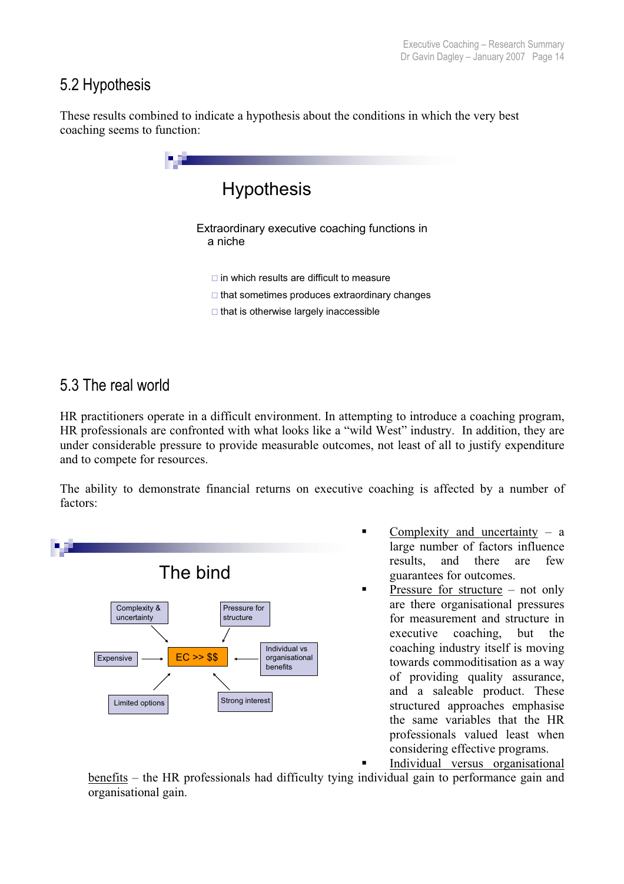## 5.2 Hypothesis

These results combined to indicate a hypothesis about the conditions in which the very best coaching seems to function:

### Hypothesis

Extraordinary executive coaching functions in a niche

- in which results are difficult to measure
- that sometimes produces extraordinary changes
- that is otherwise largely inaccessible

## 5.3 The real world

HR practitioners operate in a difficult environment. In attempting to introduce a coaching program, HR professionals are confronted with what looks like a "wild West" industry. In addition, they are under considerable pressure to provide measurable outcomes, not least of all to justify expenditure and to compete for resources.

The ability to demonstrate financial returns on executive coaching is affected by a number of factors:

### The bind

Complexity & uncertainty → EC >> $$
Pressure for structure → EC >> $$
Expensive → EC >> $$
Individual vs organisational benefits → EC >> $$
Limited options → EC >> $$
Strong interest → EC >> $$

- Complexity and uncertainty – a large number of factors influence results, and there are few guarantees for outcomes.
- Pressure for structure – not only are there organisational pressures for measurement and structure in executive coaching, but the coaching industry itself is moving towards commoditisation as a way of providing quality assurance, and a saleable product. These structured approaches emphasise the same variables that the HR professionals valued least when considering effective programs.
- Individual versus organisational benefits – the HR professionals had difficulty tying individual gain to performance gain and organisational gain.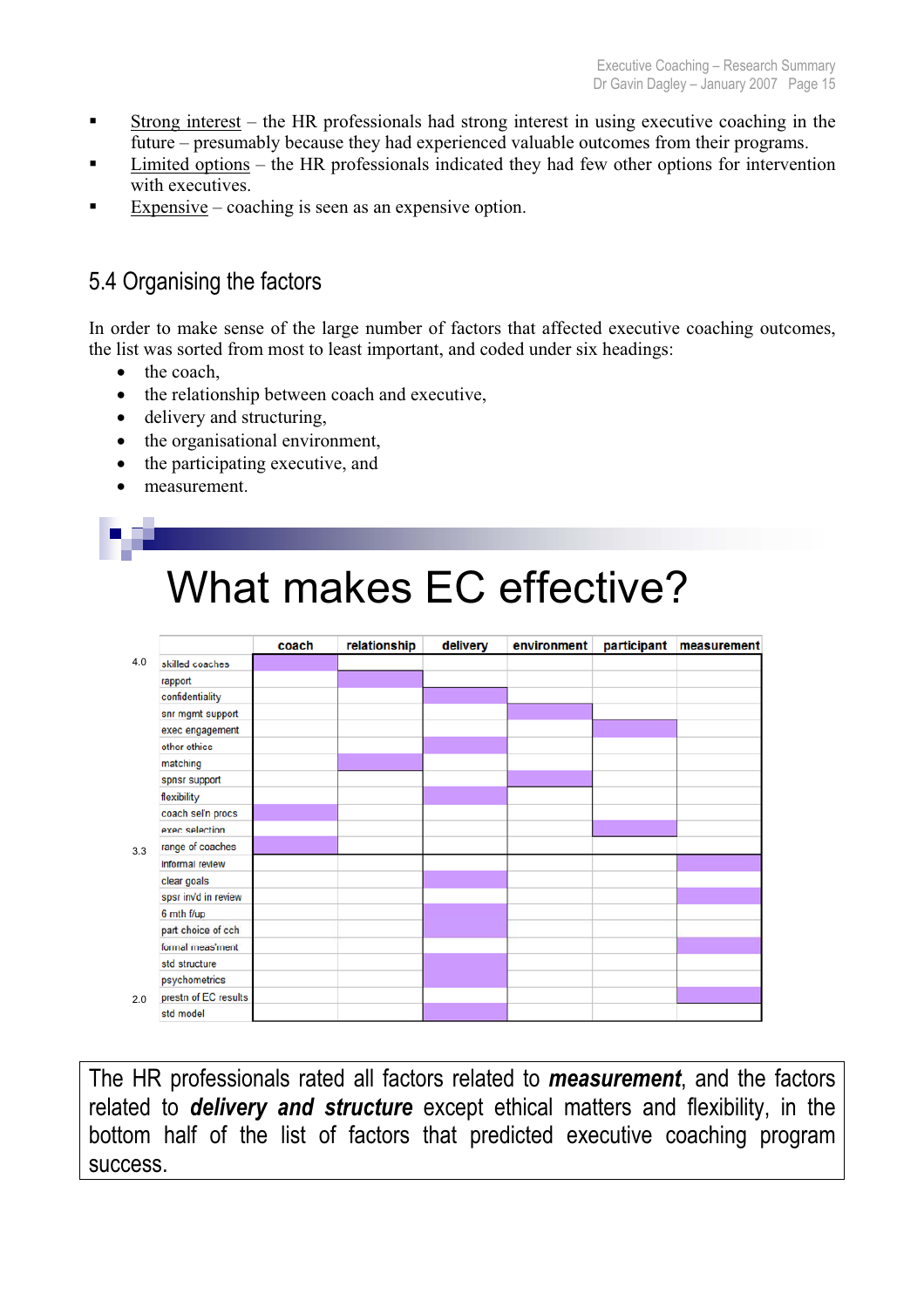- Strong interest – the HR professionals had strong interest in using executive coaching in the future – presumably because they had experienced valuable outcomes from their programs.
- Limited options – the HR professionals indicated they had few other options for intervention with executives.
- Expensive – coaching is seen as an expensive option.

## 5.4 Organising the factors

In order to make sense of the large number of factors that affected executive coaching outcomes, the list was sorted from most to least important, and coded under six headings:

- the coach,
- the relationship between coach and executive,
- delivery and structuring,
- the organisational environment,
- the participating executive, and
- measurement.

# What makes EC effective?

| | | coach | relationship | delivery | environment | participant | measurement |
|---|---|---|---|---|---|---|---|
| 4.0 | skilled coaches | X | | | | | |
| | rapport | | X | | | | |
| | confidentiality | | | X | | | |
| | snr mgmt support | | | | X | | |
| | exec engagement | | | | | X | |
| | other ethics | | | X | | | |
| | matching | | X | | | | |
| | spnsr support | | | | X | | |
| | flexibility | | | X | | | |
| | coach seln procs | X | | | | | |
| | exec selection | | | | | X | |
| 3.3 | range of coaches | X | | | | | |
| | informal review | | | | | | X |
| | clear goals | | | X | | | |
| | spsr inv'd in review | | | | | | X |
| | 6 mth f/up | | | X | | | |
| | part choice of cch | | | X | | | |
| | formal meas'ment | | | | | | X |
| | std structure | | | X | | | |
| | psychometrics | | | X | | | |
| 2.0 | prestn of EC results | | | | | | X |
| | std model | | | X | | | |

The HR professionals rated all factors related to ***measurement***, and the factors related to ***delivery and structure*** except ethical matters and flexibility, in the bottom half of the list of factors that predicted executive coaching program success.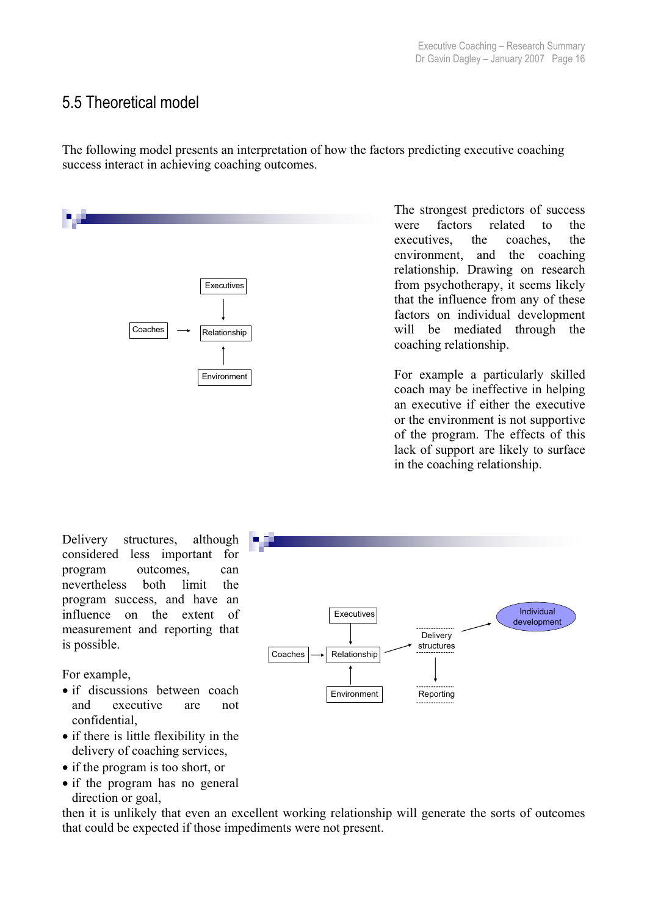## 5.5 Theoretical model

The following model presents an interpretation of how the factors predicting executive coaching success interact in achieving coaching outcomes.

The strongest predictors of success were factors related to the executives, the coaches, the environment, and the coaching relationship. Drawing on research from psychotherapy, it seems likely that the influence from any of these factors on individual development will be mediated through the coaching relationship.

For example a particularly skilled coach may be ineffective in helping an executive if either the executive or the environment is not supportive of the program. The effects of this lack of support are likely to surface in the coaching relationship.

Delivery structures, although considered less important for program outcomes, can nevertheless both limit the program success, and have an influence on the extent of measurement and reporting that is possible.

For example,

- if discussions between coach and executive are not confidential,
- if there is little flexibility in the delivery of coaching services,
- if the program is too short, or
- if the program has no general direction or goal,

then it is unlikely that even an excellent working relationship will generate the sorts of outcomes that could be expected if those impediments were not present.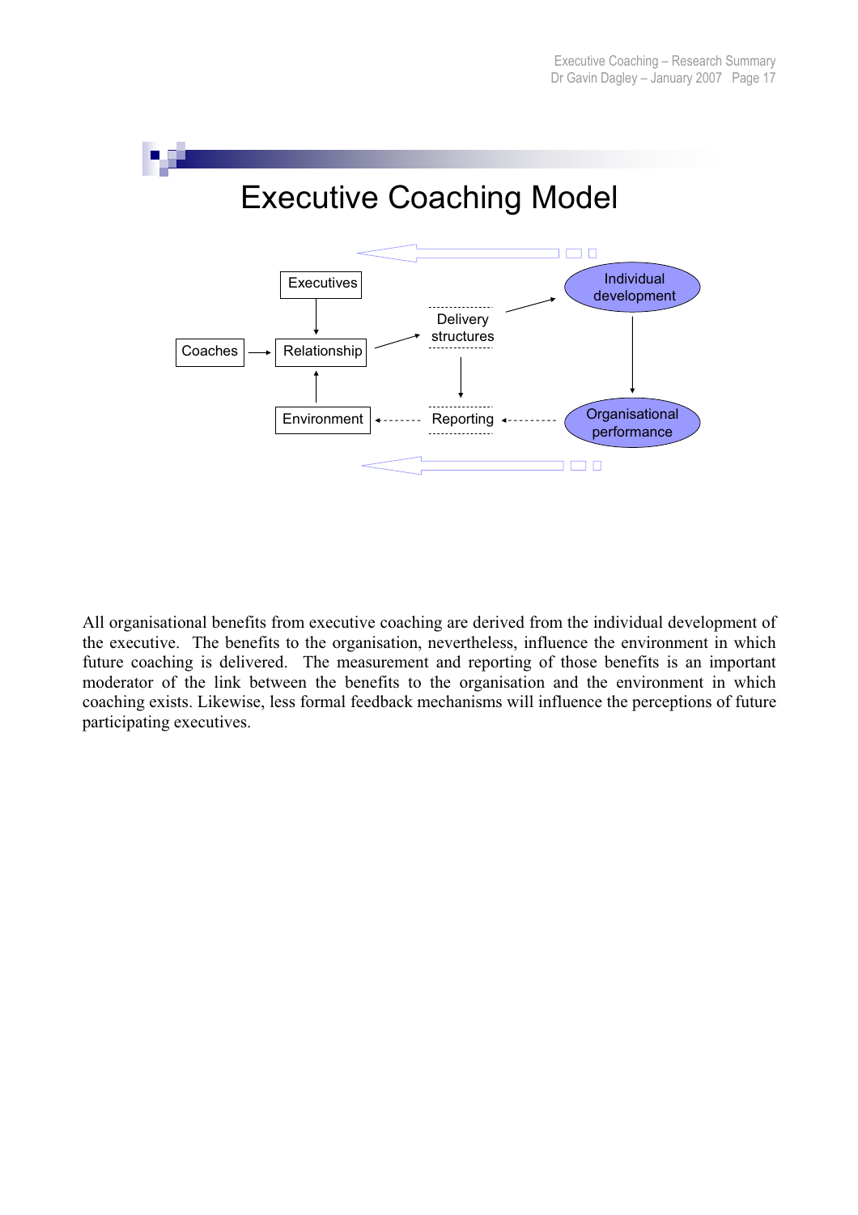# Executive Coaching Model

All organisational benefits from executive coaching are derived from the individual development of the executive. The benefits to the organisation, nevertheless, influence the environment in which future coaching is delivered. The measurement and reporting of those benefits is an important moderator of the link between the benefits to the organisation and the environment in which coaching exists. Likewise, less formal feedback mechanisms will influence the perceptions of future participating executives.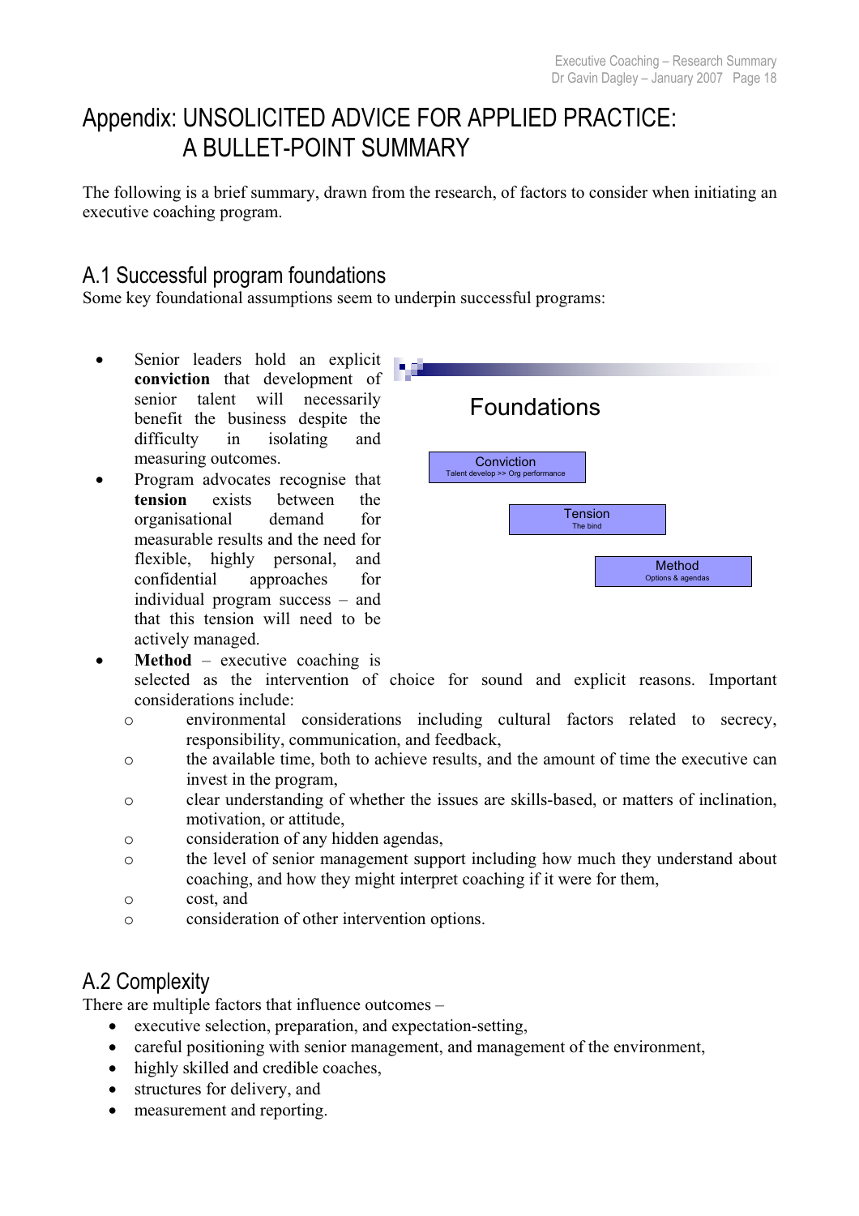# Appendix: UNSOLICITED ADVICE FOR APPLIED PRACTICE: A BULLET-POINT SUMMARY

The following is a brief summary, drawn from the research, of factors to consider when initiating an executive coaching program.

## A.1 Successful program foundations

Some key foundational assumptions seem to underpin successful programs:

- Senior leaders hold an explicit **conviction** that development of senior talent will necessarily benefit the business despite the difficulty in isolating and measuring outcomes.
- Program advocates recognise that **tension** exists between the organisational demand for measurable results and the need for flexible, highly personal, and confidential approaches for individual program success – and that this tension will need to be actively managed.
- **Method** – executive coaching is selected as the intervention of choice for sound and explicit reasons. Important considerations include:
  - environmental considerations including cultural factors related to secrecy, responsibility, communication, and feedback,
  - the available time, both to achieve results, and the amount of time the executive can invest in the program,
  - clear understanding of whether the issues are skills-based, or matters of inclination, motivation, or attitude,
  - consideration of any hidden agendas,
  - the level of senior management support including how much they understand about coaching, and how they might interpret coaching if it were for them,
  - cost, and
  - consideration of other intervention options.

**Foundations**

- Conviction — Talent develop >> Org performance
- Tension — The bind
- Method — Options & agendas

## A.2 Complexity

There are multiple factors that influence outcomes –

- executive selection, preparation, and expectation-setting,
- careful positioning with senior management, and management of the environment,
- highly skilled and credible coaches,
- structures for delivery, and
- measurement and reporting.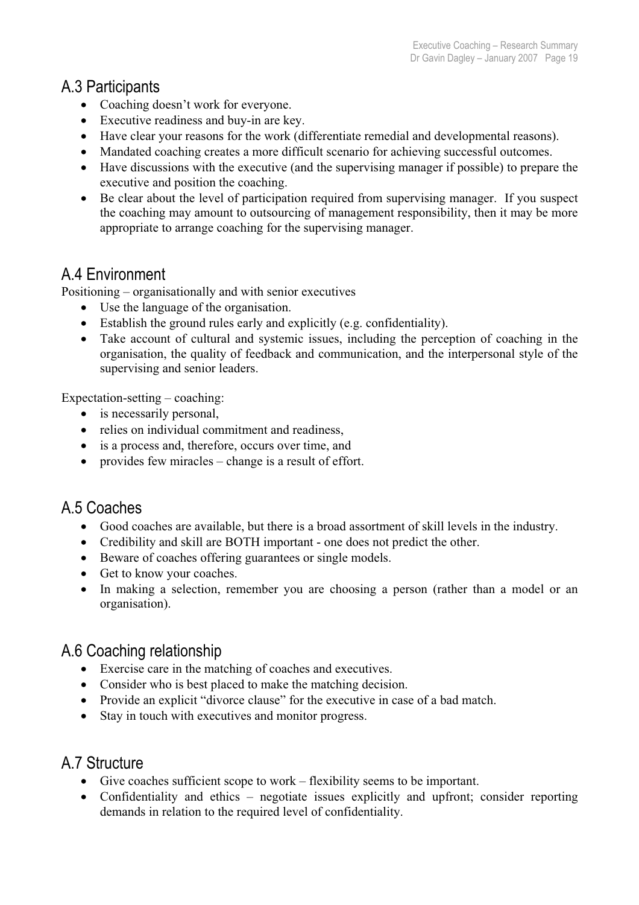## A.3 Participants

- Coaching doesn't work for everyone.
- Executive readiness and buy-in are key.
- Have clear your reasons for the work (differentiate remedial and developmental reasons).
- Mandated coaching creates a more difficult scenario for achieving successful outcomes.
- Have discussions with the executive (and the supervising manager if possible) to prepare the executive and position the coaching.
- Be clear about the level of participation required from supervising manager. If you suspect the coaching may amount to outsourcing of management responsibility, then it may be more appropriate to arrange coaching for the supervising manager.

## A.4 Environment

Positioning – organisationally and with senior executives

- Use the language of the organisation.
- Establish the ground rules early and explicitly (e.g. confidentiality).
- Take account of cultural and systemic issues, including the perception of coaching in the organisation, the quality of feedback and communication, and the interpersonal style of the supervising and senior leaders.

Expectation-setting – coaching:

- is necessarily personal,
- relies on individual commitment and readiness,
- is a process and, therefore, occurs over time, and
- provides few miracles – change is a result of effort.

## A.5 Coaches

- Good coaches are available, but there is a broad assortment of skill levels in the industry.
- Credibility and skill are BOTH important - one does not predict the other.
- Beware of coaches offering guarantees or single models.
- Get to know your coaches.
- In making a selection, remember you are choosing a person (rather than a model or an organisation).

## A.6 Coaching relationship

- Exercise care in the matching of coaches and executives.
- Consider who is best placed to make the matching decision.
- Provide an explicit "divorce clause" for the executive in case of a bad match.
- Stay in touch with executives and monitor progress.

## A.7 Structure

- Give coaches sufficient scope to work – flexibility seems to be important.
- Confidentiality and ethics – negotiate issues explicitly and upfront; consider reporting demands in relation to the required level of confidentiality.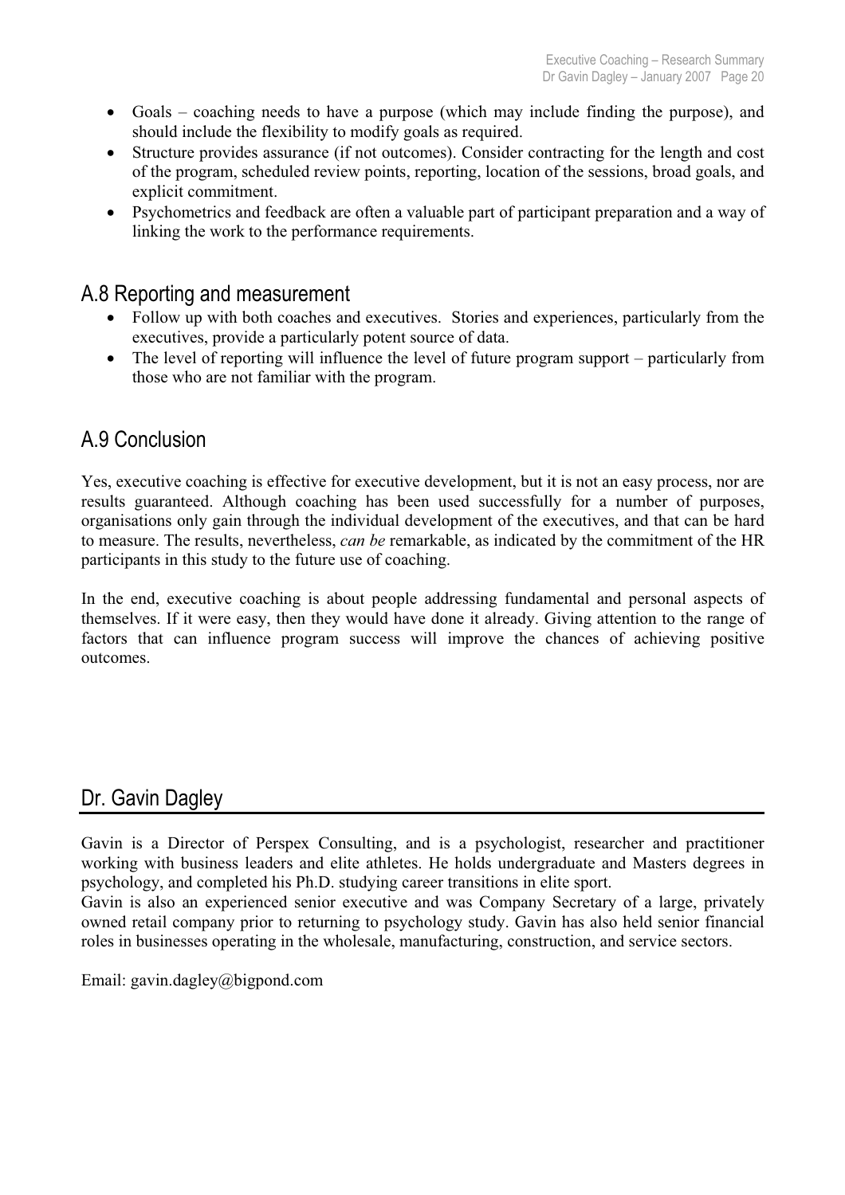- Goals – coaching needs to have a purpose (which may include finding the purpose), and should include the flexibility to modify goals as required.
- Structure provides assurance (if not outcomes). Consider contracting for the length and cost of the program, scheduled review points, reporting, location of the sessions, broad goals, and explicit commitment.
- Psychometrics and feedback are often a valuable part of participant preparation and a way of linking the work to the performance requirements.

## A.8 Reporting and measurement

- Follow up with both coaches and executives. Stories and experiences, particularly from the executives, provide a particularly potent source of data.
- The level of reporting will influence the level of future program support – particularly from those who are not familiar with the program.

## A.9 Conclusion

Yes, executive coaching is effective for executive development, but it is not an easy process, nor are results guaranteed. Although coaching has been used successfully for a number of purposes, organisations only gain through the individual development of the executives, and that can be hard to measure. The results, nevertheless, *can be* remarkable, as indicated by the commitment of the HR participants in this study to the future use of coaching.

In the end, executive coaching is about people addressing fundamental and personal aspects of themselves. If it were easy, then they would have done it already. Giving attention to the range of factors that can influence program success will improve the chances of achieving positive outcomes.

## Dr. Gavin Dagley

Gavin is a Director of Perspex Consulting, and is a psychologist, researcher and practitioner working with business leaders and elite athletes. He holds undergraduate and Masters degrees in psychology, and completed his Ph.D. studying career transitions in elite sport.
Gavin is also an experienced senior executive and was Company Secretary of a large, privately owned retail company prior to returning to psychology study. Gavin has also held senior financial roles in businesses operating in the wholesale, manufacturing, construction, and service sectors.

Email: gavin.dagley@bigpond.com